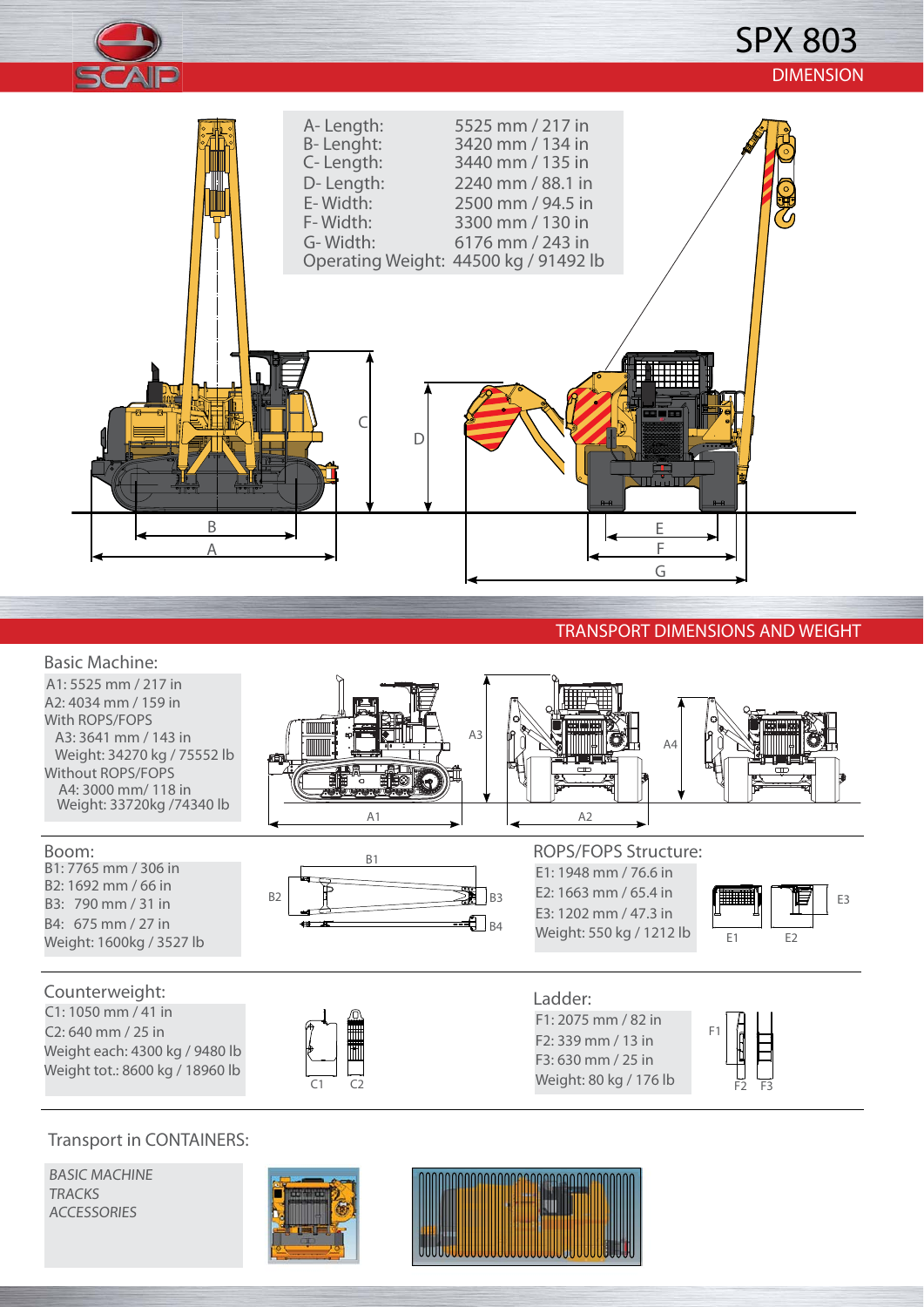# SPX 803

## DIMENSION

| | |
|---|---|
| A- Length: | 5525 mm / 217 in |
| B- Lenght: | 3420 mm / 134 in |
| C- Length: | 3440 mm / 135 in |
| D- Length: | 2240 mm / 88.1 in |
| E- Width: | 2500 mm / 94.5 in |
| F- Width: | 3300 mm / 130 in |
| G- Width: | 6176 mm / 243 in |
| Operating Weight: | 44500 kg / 91492 lb |

## TRANSPORT DIMENSIONS AND WEIGHT

### Basic Machine:

A1: 5525 mm / 217 in
A2: 4034 mm / 159 in
With ROPS/FOPS
A3: 3641 mm / 143 in
Weight: 34270 kg / 75552 lb
Without ROPS/FOPS
A4: 3000 mm/ 118 in
Weight: 33720kg /74340 lb

### Boom:

B1: 7765 mm / 306 in
B2: 1692 mm / 66 in
B3: 790 mm / 31 in
B4: 675 mm / 27 in
Weight: 1600kg / 3527 lb

### ROPS/FOPS Structure:

E1: 1948 mm / 76.6 in
E2: 1663 mm / 65.4 in
E3: 1202 mm / 47.3 in
Weight: 550 kg / 1212 lb

### Counterweight:

C1: 1050 mm / 41 in
C2: 640 mm / 25 in
Weight each: 4300 kg / 9480 lb
Weight tot.: 8600 kg / 18960 lb

### Ladder:

F1: 2075 mm / 82 in
F2: 339 mm / 13 in
F3: 630 mm / 25 in
Weight: 80 kg / 176 lb

### Transport in CONTAINERS:

*BASIC MACHINE*
*TRACKS*
*ACCESSORIES*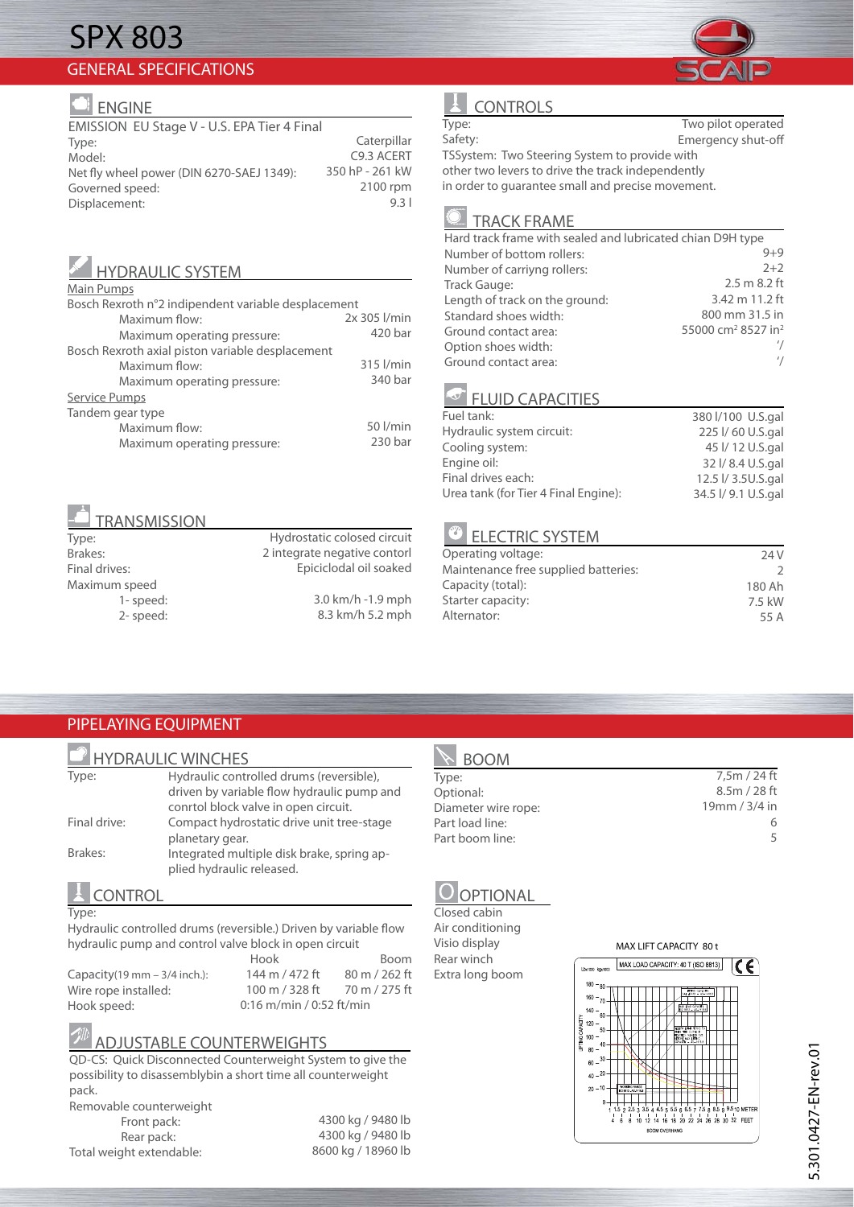# SPX 803

## GENERAL SPECIFICATIONS

### ENGINE

EMISSION EU Stage V - U.S. EPA Tier 4 Final

| | |
|---|---|
| Type: | Caterpillar |
| Model: | C9.3 ACERT |
| Net fly wheel power (DIN 6270-SAEJ 1349): | 350 hP - 261 kW |
| Governed speed: | 2100 rpm |
| Displacement: | 9.3 l |

### HYDRAULIC SYSTEM

Main Pumps

Bosch Rexroth n°2 indipendent variable desplacement

| | |
|---|---|
| Maximum flow: | 2x 305 l/min |
| Maximum operating pressure: | 420 bar |

Bosch Rexroth axial piston variable desplacement

| | |
|---|---|
| Maximum flow: | 315 l/min |
| Maximum operating pressure: | 340 bar |

Service Pumps

Tandem gear type

| | |
|---|---|
| Maximum flow: | 50 l/min |
| Maximum operating pressure: | 230 bar |

### TRANSMISSION

| | |
|---|---|
| Type: | Hydrostatic colosed circuit |
| Brakes: | 2 integrate negative contorl |
| Final drives: | Epiciclodal oil soaked |
| Maximum speed | |
| 1- speed: | 3.0 km/h -1.9 mph |
| 2- speed: | 8.3 km/h 5.2 mph |

### CONTROLS

| | |
|---|---|
| Type: | Two pilot operated |
| Safety: | Emergency shut-off |

TSSystem: Two Steering System to provide with other two levers to drive the track independently in order to guarantee small and precise movement.

### TRACK FRAME

Hard track frame with sealed and lubricated chian D9H type

| | |
|---|---|
| Number of bottom rollers: | 9+9 |
| Number of carriyng rollers: | 2+2 |
| Track Gauge: | 2.5 m 8.2 ft |
| Length of track on the ground: | 3.42 m 11.2 ft |
| Standard shoes width: | 800 mm 31.5 in |
| Ground contact area: | 55000 cm² 8527 in² |
| Option shoes width: | '/ |
| Ground contact area: | '/ |

### FLUID CAPACITIES

| | |
|---|---|
| Fuel tank: | 380 l/100 U.S.gal |
| Hydraulic system circuit: | 225 l/ 60 U.S.gal |
| Cooling system: | 45 l/ 12 U.S.gal |
| Engine oil: | 32 l/ 8.4 U.S.gal |
| Final drives each: | 12.5 l/ 3.5U.S.gal |
| Urea tank (for Tier 4 Final Engine): | 34.5 l/ 9.1 U.S.gal |

### ELECTRIC SYSTEM

| | |
|---|---|
| Operating voltage: | 24 V |
| Maintenance free supplied batteries: | 2 |
| Capacity (total): | 180 Ah |
| Starter capacity: | 7.5 kW |
| Alternator: | 55 A |

## PIPELAYING EQUIPMENT

### HYDRAULIC WINCHES

| | |
|---|---|
| Type: | Hydraulic controlled drums (reversible), driven by variable flow hydraulic pump and conrtol block valve in open circuit. |
| Final drive: | Compact hydrostatic drive unit tree-stage planetary gear. |
| Brakes: | Integrated multiple disk brake, spring applied hydraulic released. |

### CONTROL

Type:

Hydraulic controlled drums (reversible.) Driven by variable flow hydraulic pump and control valve block in open circuit

| | Hook | Boom |
|---|---|---|
| Capacity(19 mm – 3/4 inch.): | 144 m / 472 ft | 80 m / 262 ft |
| Wire rope installed: | 100 m / 328 ft | 70 m / 275 ft |
| Hook speed: | 0:16 m/min / 0:52 ft/min | |

### ADJUSTABLE COUNTERWEIGHTS

QD-CS: Quick Disconnected Counterweight System to give the possibility to disassemblybin a short time all counterweight pack.

Removable counterweight

| | |
|---|---|
| Front pack: | 4300 kg / 9480 lb |
| Rear pack: | 4300 kg / 9480 lb |
| Total weight extendable: | 8600 kg / 18960 lb |

### BOOM

| | |
|---|---|
| Type: | 7,5m / 24 ft |
| Optional: | 8.5m / 28 ft |
| Diameter wire rope: | 19mm / 3/4 in |
| Part load line: | 6 |
| Part boom line: | 5 |

### OPTIONAL

- Closed cabin
- Air conditioning
- Visio display
- Rear winch
- Extra long boom

MAX LIFT CAPACITY 80 t

MAX LOAD CAPACITY: 40 T (ISO 8813)

LIFTING CAPACITY

180 – 80
160 – 70
140 – 60
120 – 50
100 – 40
80 – 30
60 – 20
40 – 10
20 – 0

1 1.5 2 2.5 3 3.5 4 4.5 5 5.5 6 6.5 7 7.5 8 8.5 9 9.5 10 METER
4 6 8 10 12 14 16 18 20 22 24 26 28 30 32 FEET

BOOM OVERHANG

5.301.0427-EN-rev.01